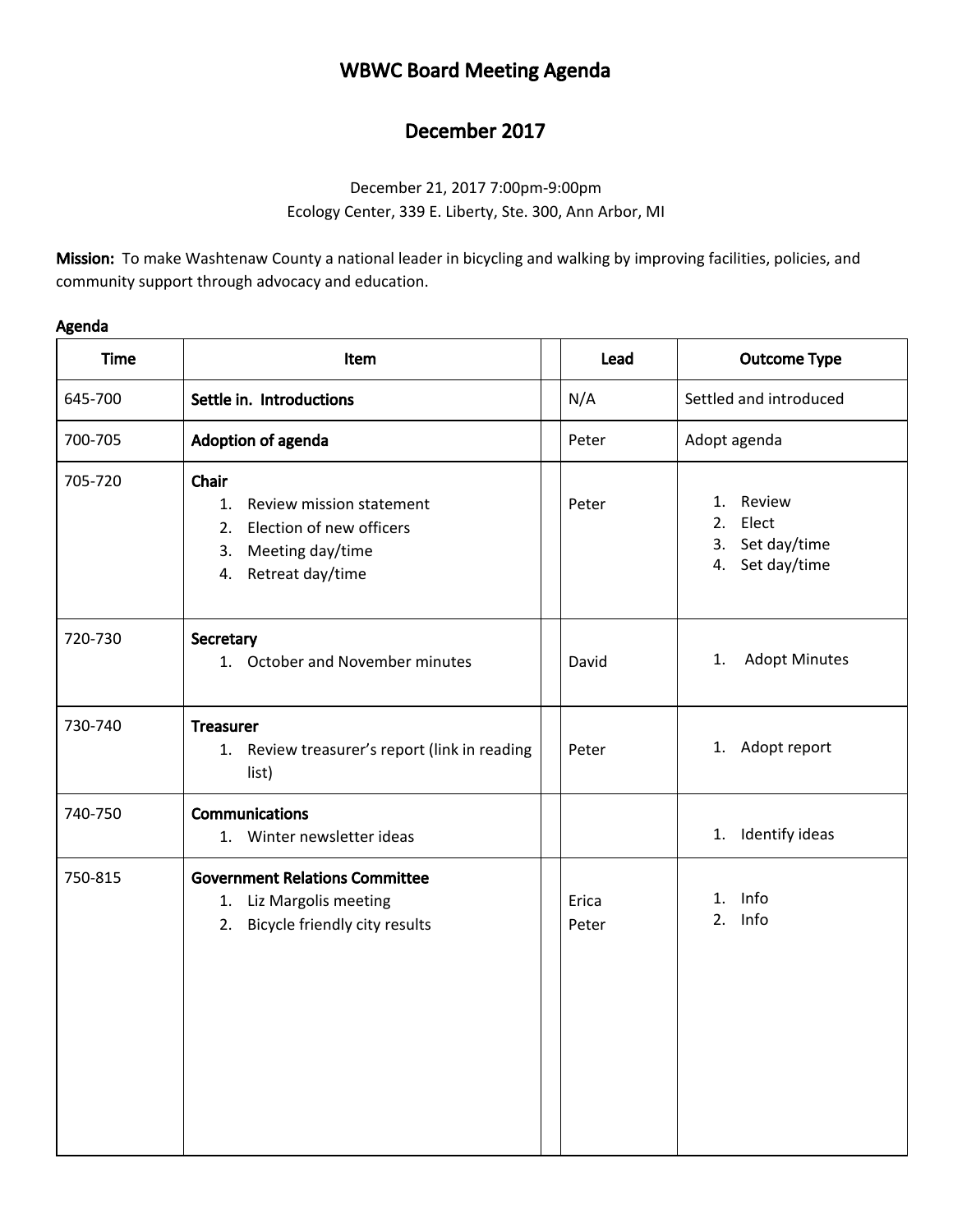# WBWC Board Meeting Agenda

## December 2017

December 21, 2017 7:00pm-9:00pm
Ecology Center, 339 E. Liberty, Ste. 300, Ann Arbor, MI

**Mission:** To make Washtenaw County a national leader in bicycling and walking by improving facilities, policies, and community support through advocacy and education.

**Agenda**

| Time | Item | | Lead | Outcome Type |
|---|---|---|---|---|
| 645-700 | **Settle in. Introductions** | | N/A | Settled and introduced |
| 700-705 | **Adoption of agenda** | | Peter | Adopt agenda |
| 705-720 | **Chair**<br>1. Review mission statement<br>2. Election of new officers<br>3. Meeting day/time<br>4. Retreat day/time | | Peter | 1. Review<br>2. Elect<br>3. Set day/time<br>4. Set day/time |
| 720-730 | **Secretary**<br>1. October and November minutes | | David | 1. Adopt Minutes |
| 730-740 | **Treasurer**<br>1. Review treasurer's report (link in reading list) | | Peter | 1. Adopt report |
| 740-750 | **Communications**<br>1. Winter newsletter ideas | | | 1. Identify ideas |
| 750-815 | **Government Relations Committee**<br>1. Liz Margolis meeting<br>2. Bicycle friendly city results | | Erica<br>Peter | 1. Info<br>2. Info |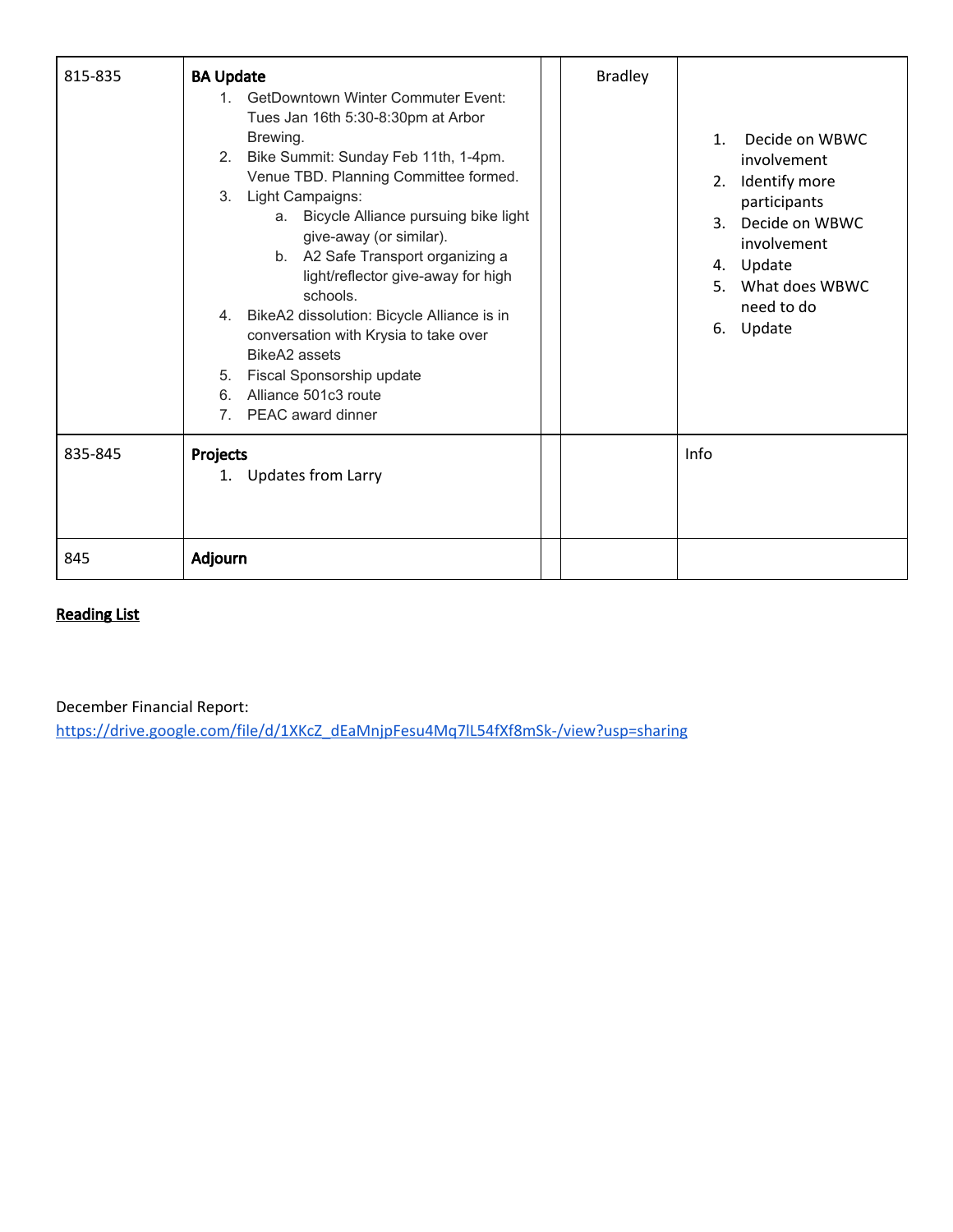| | | | | |
|---|---|---|---|---|
| 815-835 | **BA Update**<br>1. GetDowntown Winter Commuter Event: Tues Jan 16th 5:30-8:30pm at Arbor Brewing.<br>2. Bike Summit: Sunday Feb 11th, 1-4pm. Venue TBD. Planning Committee formed.<br>3. Light Campaigns:<br>a. Bicycle Alliance pursuing bike light give-away (or similar).<br>b. A2 Safe Transport organizing a light/reflector give-away for high schools.<br>4. BikeA2 dissolution: Bicycle Alliance is in conversation with Krysia to take over BikeA2 assets<br>5. Fiscal Sponsorship update<br>6. Alliance 501c3 route<br>7. PEAC award dinner | | Bradley | 1. Decide on WBWC involvement<br>2. Identify more participants<br>3. Decide on WBWC involvement<br>4. Update<br>5. What does WBWC need to do<br>6. Update |
| 835-845 | **Projects**<br>1. Updates from Larry | | | Info |
| 845 | **Adjourn** | | | |

**Reading List**

December Financial Report:
https://drive.google.com/file/d/1XKcZ_dEaMnjpFesu4Mq7lL54fXf8mSk-/view?usp=sharing